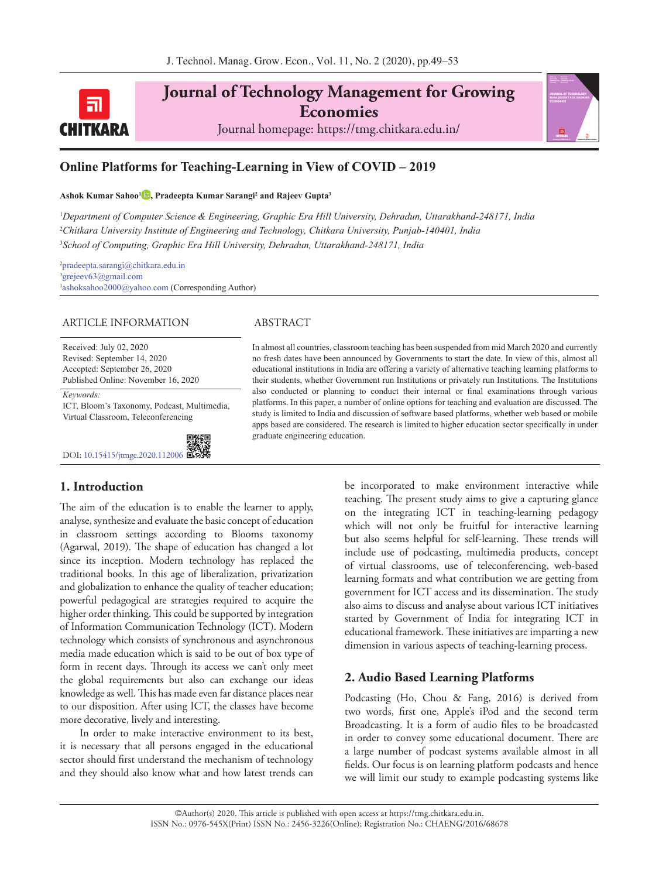# Online Platforms for Teaching-Learning in View of COVID – 2019

**Ashok Kumar Sahoo[1], Pradeepta Kumar Sarangi[2] and Rajeev Gupta[3]**

[1]*Department of Computer Science & Engineering, Graphic Era Hill University, Dehradun, Uttarakhand-248171, India*
[2]*Chitkara University Institute of Engineering and Technology, Chitkara University, Punjab-140401, India*
[3]*School of Computing, Graphic Era Hill University, Dehradun, Uttarakhand-248171, India*

[2]pradeepta.sarangi@chitkara.edu.in
[3]grejeev63@gmail.com
[1]ashoksahoo2000@yahoo.com (Corresponding Author)

## ARTICLE INFORMATION

Received: July 02, 2020
Revised: September 14, 2020
Accepted: September 26, 2020
Published Online: November 16, 2020

*Keywords:*
ICT, Bloom's Taxonomy, Podcast, Multimedia, Virtual Classroom, Teleconferencing

DOI: 10.15415/jtmge.2020.112006

## ABSTRACT

In almost all countries, classroom teaching has been suspended from mid March 2020 and currently no fresh dates have been announced by Governments to start the date. In view of this, almost all educational institutions in India are offering a variety of alternative teaching learning platforms to their students, whether Government run Institutions or privately run Institutions. The Institutions also conducted or planning to conduct their internal or final examinations through various platforms. In this paper, a number of online options for teaching and evaluation are discussed. The study is limited to India and discussion of software based platforms, whether web based or mobile apps based are considered. The research is limited to higher education sector specifically in under graduate engineering education.

## 1. Introduction

The aim of the education is to enable the learner to apply, analyse, synthesize and evaluate the basic concept of education in classroom settings according to Blooms taxonomy (Agarwal, 2019). The shape of education has changed a lot since its inception. Modern technology has replaced the traditional books. In this age of liberalization, privatization and globalization to enhance the quality of teacher education; powerful pedagogical are strategies required to acquire the higher order thinking. This could be supported by integration of Information Communication Technology (ICT). Modern technology which consists of synchronous and asynchronous media made education which is said to be out of box type of form in recent days. Through its access we can't only meet the global requirements but also can exchange our ideas knowledge as well. This has made even far distance places near to our disposition. After using ICT, the classes have become more decorative, lively and interesting.

In order to make interactive environment to its best, it is necessary that all persons engaged in the educational sector should first understand the mechanism of technology and they should also know what and how latest trends can be incorporated to make environment interactive while teaching. The present study aims to give a capturing glance on the integrating ICT in teaching-learning pedagogy which will not only be fruitful for interactive learning but also seems helpful for self-learning. These trends will include use of podcasting, multimedia products, concept of virtual classrooms, use of teleconferencing, web-based learning formats and what contribution we are getting from government for ICT access and its dissemination. The study also aims to discuss and analyse about various ICT initiatives started by Government of India for integrating ICT in educational framework. These initiatives are imparting a new dimension in various aspects of teaching-learning process.

## 2. Audio Based Learning Platforms

Podcasting (Ho, Chou & Fang, 2016) is derived from two words, first one, Apple's iPod and the second term Broadcasting. It is a form of audio files to be broadcasted in order to convey some educational document. There are a large number of podcast systems available almost in all fields. Our focus is on learning platform podcasts and hence we will limit our study to example podcasting systems like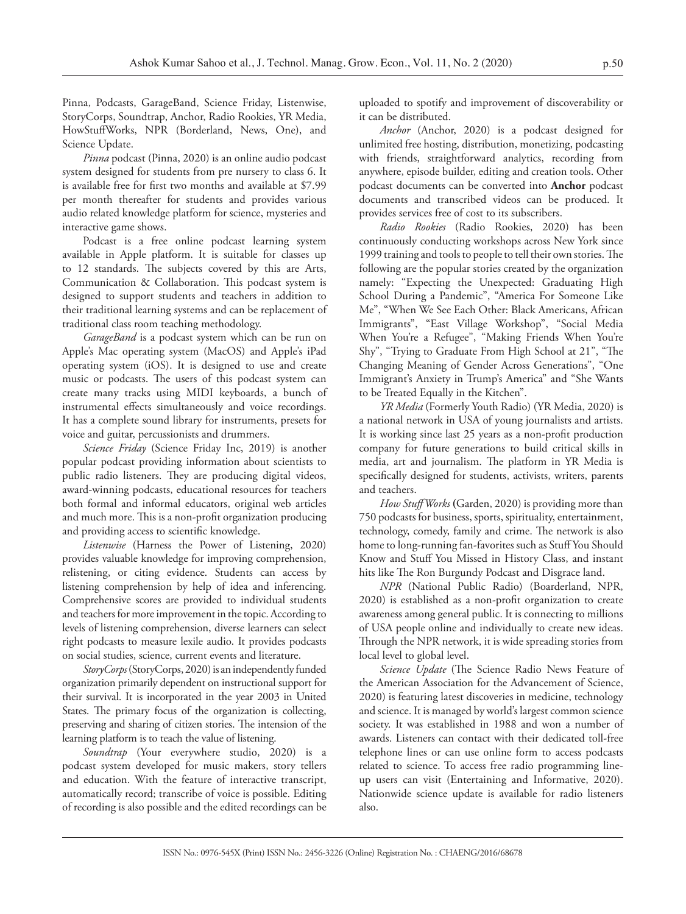Pinna, Podcasts, GarageBand, Science Friday, Listenwise, StoryCorps, Soundtrap, Anchor, Radio Rookies, YR Media, HowStuffWorks, NPR (Borderland, News, One), and Science Update.

*Pinna* podcast (Pinna, 2020) is an online audio podcast system designed for students from pre nursery to class 6. It is available free for first two months and available at $7.99 per month thereafter for students and provides various audio related knowledge platform for science, mysteries and interactive game shows.

Podcast is a free online podcast learning system available in Apple platform. It is suitable for classes up to 12 standards. The subjects covered by this are Arts, Communication & Collaboration. This podcast system is designed to support students and teachers in addition to their traditional learning systems and can be replacement of traditional class room teaching methodology.

*GarageBand* is a podcast system which can be run on Apple's Mac operating system (MacOS) and Apple's iPad operating system (iOS). It is designed to use and create music or podcasts. The users of this podcast system can create many tracks using MIDI keyboards, a bunch of instrumental effects simultaneously and voice recordings. It has a complete sound library for instruments, presets for voice and guitar, percussionists and drummers.

*Science Friday* (Science Friday Inc, 2019) is another popular podcast providing information about scientists to public radio listeners. They are producing digital videos, award-winning podcasts, educational resources for teachers both formal and informal educators, original web articles and much more. This is a non-profit organization producing and providing access to scientific knowledge.

*Listenwise* (Harness the Power of Listening, 2020) provides valuable knowledge for improving comprehension, relistening, or citing evidence. Students can access by listening comprehension by help of idea and inferencing. Comprehensive scores are provided to individual students and teachers for more improvement in the topic. According to levels of listening comprehension, diverse learners can select right podcasts to measure lexile audio. It provides podcasts on social studies, science, current events and literature.

*StoryCorps* (StoryCorps, 2020) is an independently funded organization primarily dependent on instructional support for their survival. It is incorporated in the year 2003 in United States. The primary focus of the organization is collecting, preserving and sharing of citizen stories. The intension of the learning platform is to teach the value of listening.

*Soundtrap* (Your everywhere studio, 2020) is a podcast system developed for music makers, story tellers and education. With the feature of interactive transcript, automatically record; transcribe of voice is possible. Editing of recording is also possible and the edited recordings can be uploaded to spotify and improvement of discoverability or it can be distributed.

*Anchor* (Anchor, 2020) is a podcast designed for unlimited free hosting, distribution, monetizing, podcasting with friends, straightforward analytics, recording from anywhere, episode builder, editing and creation tools. Other podcast documents can be converted into **Anchor** podcast documents and transcribed videos can be produced. It provides services free of cost to its subscribers.

*Radio Rookies* (Radio Rookies, 2020) has been continuously conducting workshops across New York since 1999 training and tools to people to tell their own stories. The following are the popular stories created by the organization namely: "Expecting the Unexpected: Graduating High School During a Pandemic", "America For Someone Like Me", "When We See Each Other: Black Americans, African Immigrants", "East Village Workshop", "Social Media When You're a Refugee", "Making Friends When You're Shy", "Trying to Graduate From High School at 21", "The Changing Meaning of Gender Across Generations", "One Immigrant's Anxiety in Trump's America" and "She Wants to be Treated Equally in the Kitchen".

*YR Media* (Formerly Youth Radio) (YR Media, 2020) is a national network in USA of young journalists and artists. It is working since last 25 years as a non-profit production company for future generations to build critical skills in media, art and journalism. The platform in YR Media is specifically designed for students, activists, writers, parents and teachers.

*How Stuff Works* (Garden, 2020) is providing more than 750 podcasts for business, sports, spirituality, entertainment, technology, comedy, family and crime. The network is also home to long-running fan-favorites such as Stuff You Should Know and Stuff You Missed in History Class, and instant hits like The Ron Burgundy Podcast and Disgrace land.

*NPR* (National Public Radio) (Boarderland, NPR, 2020) is established as a non-profit organization to create awareness among general public. It is connecting to millions of USA people online and individually to create new ideas. Through the NPR network, it is wide spreading stories from local level to global level.

*Science Update* (The Science Radio News Feature of the American Association for the Advancement of Science, 2020) is featuring latest discoveries in medicine, technology and science. It is managed by world's largest common science society. It was established in 1988 and won a number of awards. Listeners can contact with their dedicated toll-free telephone lines or can use online form to access podcasts related to science. To access free radio programming line-up users can visit (Entertaining and Informative, 2020). Nationwide science update is available for radio listeners also.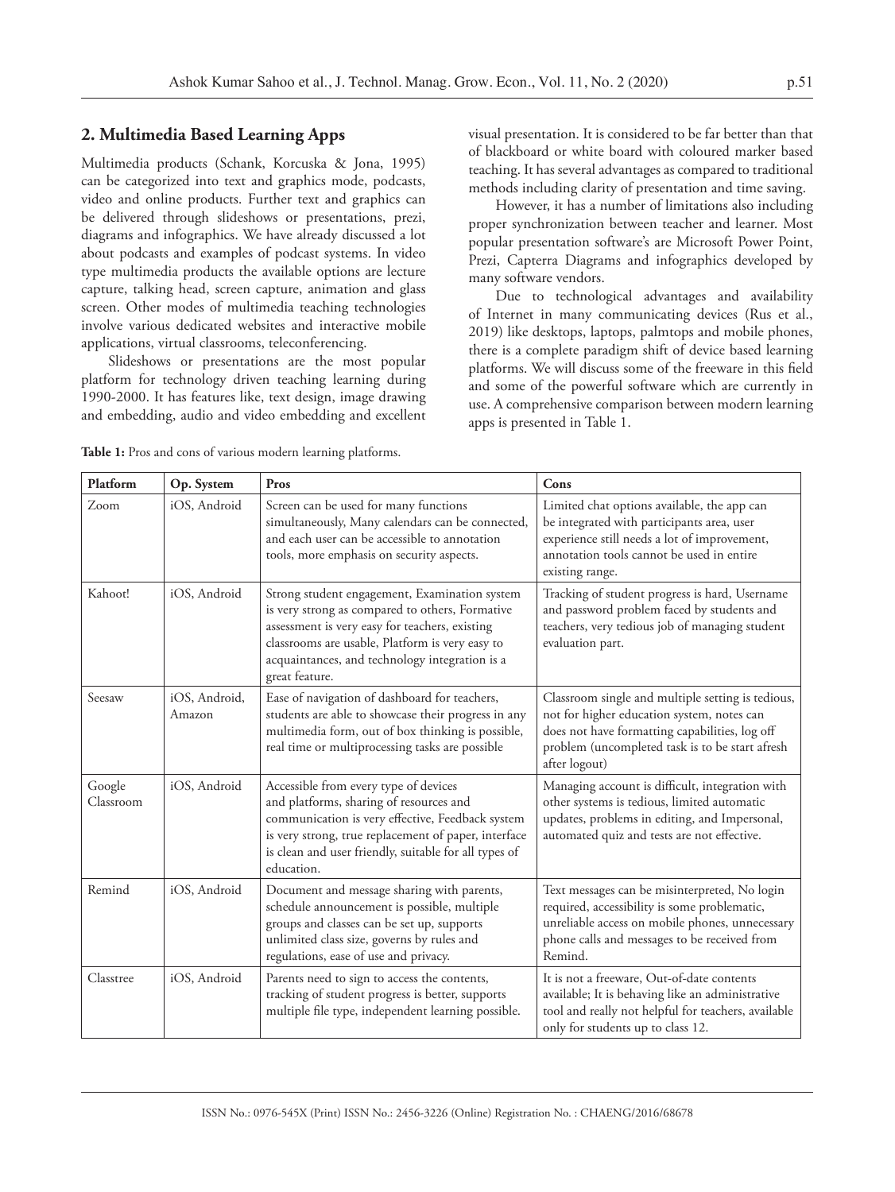## 2. Multimedia Based Learning Apps

Multimedia products (Schank, Korcuska & Jona, 1995) can be categorized into text and graphics mode, podcasts, video and online products. Further text and graphics can be delivered through slideshows or presentations, prezi, diagrams and infographics. We have already discussed a lot about podcasts and examples of podcast systems. In video type multimedia products the available options are lecture capture, talking head, screen capture, animation and glass screen. Other modes of multimedia teaching technologies involve various dedicated websites and interactive mobile applications, virtual classrooms, teleconferencing.

Slideshows or presentations are the most popular platform for technology driven teaching learning during 1990-2000. It has features like, text design, image drawing and embedding, audio and video embedding and excellent visual presentation. It is considered to be far better than that of blackboard or white board with coloured marker based teaching. It has several advantages as compared to traditional methods including clarity of presentation and time saving.

However, it has a number of limitations also including proper synchronization between teacher and learner. Most popular presentation software's are Microsoft Power Point, Prezi, Capterra Diagrams and infographics developed by many software vendors.

Due to technological advantages and availability of Internet in many communicating devices (Rus et al., 2019) like desktops, laptops, palmtops and mobile phones, there is a complete paradigm shift of device based learning platforms. We will discuss some of the freeware in this field and some of the powerful software which are currently in use. A comprehensive comparison between modern learning apps is presented in Table 1.

**Table 1:** Pros and cons of various modern learning platforms.

| Platform | Op. System | Pros | Cons |
|---|---|---|---|
| Zoom | iOS, Android | Screen can be used for many functions simultaneously, Many calendars can be connected, and each user can be accessible to annotation tools, more emphasis on security aspects. | Limited chat options available, the app can be integrated with participants area, user experience still needs a lot of improvement, annotation tools cannot be used in entire existing range. |
| Kahoot! | iOS, Android | Strong student engagement, Examination system is very strong as compared to others, Formative assessment is very easy for teachers, existing classrooms are usable, Platform is very easy to acquaintances, and technology integration is a great feature. | Tracking of student progress is hard, Username and password problem faced by students and teachers, very tedious job of managing student evaluation part. |
| Seesaw | iOS, Android, Amazon | Ease of navigation of dashboard for teachers, students are able to showcase their progress in any multimedia form, out of box thinking is possible, real time or multiprocessing tasks are possible | Classroom single and multiple setting is tedious, not for higher education system, notes can does not have formatting capabilities, log off problem (uncompleted task is to be start afresh after logout) |
| Google Classroom | iOS, Android | Accessible from every type of devices and platforms, sharing of resources and communication is very effective, Feedback system is very strong, true replacement of paper, interface is clean and user friendly, suitable for all types of education. | Managing account is difficult, integration with other systems is tedious, limited automatic updates, problems in editing, and Impersonal, automated quiz and tests are not effective. |
| Remind | iOS, Android | Document and message sharing with parents, schedule announcement is possible, multiple groups and classes can be set up, supports unlimited class size, governs by rules and regulations, ease of use and privacy. | Text messages can be misinterpreted, No login required, accessibility is some problematic, unreliable access on mobile phones, unnecessary phone calls and messages to be received from Remind. |
| Classtree | iOS, Android | Parents need to sign to access the contents, tracking of student progress is better, supports multiple file type, independent learning possible. | It is not a freeware, Out-of-date contents available; It is behaving like an administrative tool and really not helpful for teachers, available only for students up to class 12. |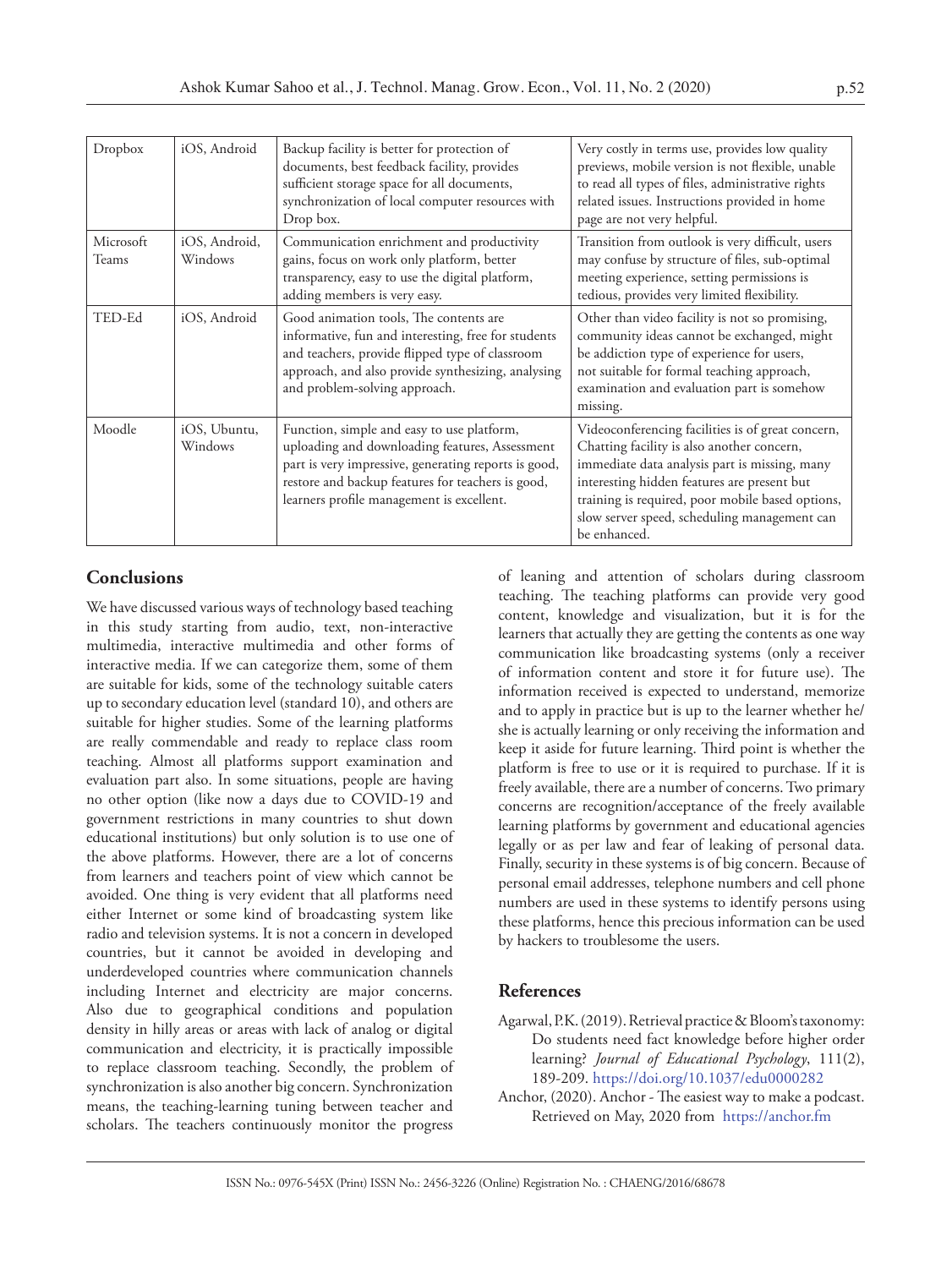| Dropbox | iOS, Android | Backup facility is better for protection of documents, best feedback facility, provides sufficient storage space for all documents, synchronization of local computer resources with Drop box. | Very costly in terms use, provides low quality previews, mobile version is not flexible, unable to read all types of files, administrative rights related issues. Instructions provided in home page are not very helpful. |
|---|---|---|---|
| Microsoft Teams | iOS, Android, Windows | Communication enrichment and productivity gains, focus on work only platform, better transparency, easy to use the digital platform, adding members is very easy. | Transition from outlook is very difficult, users may confuse by structure of files, sub-optimal meeting experience, setting permissions is tedious, provides very limited flexibility. |
| TED-Ed | iOS, Android | Good animation tools, The contents are informative, fun and interesting, free for students and teachers, provide flipped type of classroom approach, and also provide synthesizing, analysing and problem-solving approach. | Other than video facility is not so promising, community ideas cannot be exchanged, might be addiction type of experience for users, not suitable for formal teaching approach, examination and evaluation part is somehow missing. |
| Moodle | iOS, Ubuntu, Windows | Function, simple and easy to use platform, uploading and downloading features, Assessment part is very impressive, generating reports is good, restore and backup features for teachers is good, learners profile management is excellent. | Videoconferencing facilities is of great concern, Chatting facility is also another concern, immediate data analysis part is missing, many interesting hidden features are present but training is required, poor mobile based options, slow server speed, scheduling management can be enhanced. |

## Conclusions

We have discussed various ways of technology based teaching in this study starting from audio, text, non-interactive multimedia, interactive multimedia and other forms of interactive media. If we can categorize them, some of them are suitable for kids, some of the technology suitable caters up to secondary education level (standard 10), and others are suitable for higher studies. Some of the learning platforms are really commendable and ready to replace class room teaching. Almost all platforms support examination and evaluation part also. In some situations, people are having no other option (like now a days due to COVID-19 and government restrictions in many countries to shut down educational institutions) but only solution is to use one of the above platforms. However, there are a lot of concerns from learners and teachers point of view which cannot be avoided. One thing is very evident that all platforms need either Internet or some kind of broadcasting system like radio and television systems. It is not a concern in developed countries, but it cannot be avoided in developing and underdeveloped countries where communication channels including Internet and electricity are major concerns. Also due to geographical conditions and population density in hilly areas or areas with lack of analog or digital communication and electricity, it is practically impossible to replace classroom teaching. Secondly, the problem of synchronization is also another big concern. Synchronization means, the teaching-learning tuning between teacher and scholars. The teachers continuously monitor the progress of leaning and attention of scholars during classroom teaching. The teaching platforms can provide very good content, knowledge and visualization, but it is for the learners that actually they are getting the contents as one way communication like broadcasting systems (only a receiver of information content and store it for future use). The information received is expected to understand, memorize and to apply in practice but is up to the learner whether he/she is actually learning or only receiving the information and keep it aside for future learning. Third point is whether the platform is free to use or it is required to purchase. If it is freely available, there are a number of concerns. Two primary concerns are recognition/acceptance of the freely available learning platforms by government and educational agencies legally or as per law and fear of leaking of personal data. Finally, security in these systems is of big concern. Because of personal email addresses, telephone numbers and cell phone numbers are used in these systems to identify persons using these platforms, hence this precious information can be used by hackers to troublesome the users.

## References

Agarwal, P.K. (2019). Retrieval practice & Bloom's taxonomy: Do students need fact knowledge before higher order learning? *Journal of Educational Psychology*, 111(2), 189-209. https://doi.org/10.1037/edu0000282

Anchor, (2020). Anchor - The easiest way to make a podcast. Retrieved on May, 2020 from https://anchor.fm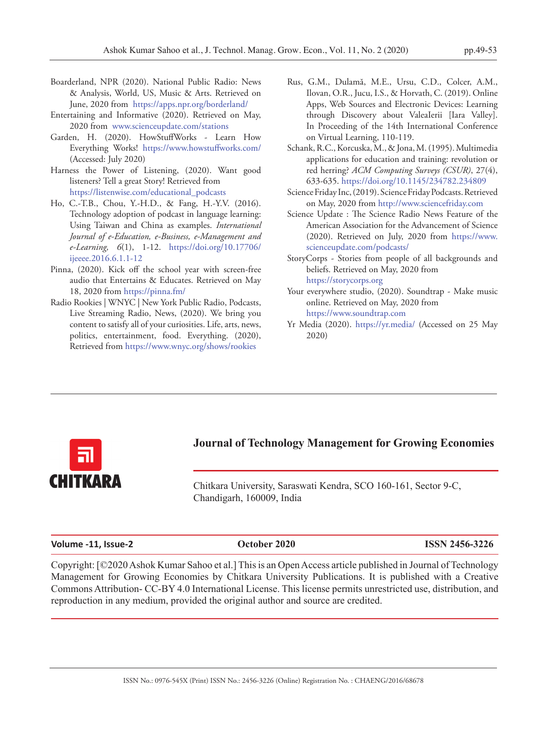Boarderland, NPR (2020). National Public Radio: News & Analysis, World, US, Music & Arts. Retrieved on June, 2020 from https://apps.npr.org/borderland/

Entertaining and Informative (2020). Retrieved on May, 2020 from www.scienceupdate.com/stations

Garden, H. (2020). HowStuffWorks - Learn How Everything Works! https://www.howstuffworks.com/ (Accessed: July 2020)

Harness the Power of Listening, (2020). Want good listeners? Tell a great Story! Retrieved from https://listenwise.com/educational_podcasts

Ho, C.-T.B., Chou, Y.-H.D., & Fang, H.-Y.V. (2016). Technology adoption of podcast in language learning: Using Taiwan and China as examples. *International Journal of e-Education, e-Business, e-Management and e-Learning, 6*(1), 1-12. https://doi.org/10.17706/ijeeee.2016.6.1.1-12

Pinna, (2020). Kick off the school year with screen-free audio that Entertains & Educates. Retrieved on May 18, 2020 from https://pinna.fm/

Radio Rookies | WNYC | New York Public Radio, Podcasts, Live Streaming Radio, News, (2020). We bring you content to satisfy all of your curiosities. Life, arts, news, politics, entertainment, food. Everything. (2020), Retrieved from https://www.wnyc.org/shows/rookies

Rus, G.M., Dulamă, M.E., Ursu, C.D., Colcer, A.M., Ilovan, O.R., Jucu, I.S., & Horvath, C. (2019). Online Apps, Web Sources and Electronic Devices: Learning through Discovery about ValeaIerii [Iara Valley]. In Proceeding of the 14th International Conference on Virtual Learning, 110-119.

Schank, R.C., Korcuska, M., & Jona, M. (1995). Multimedia applications for education and training: revolution or red herring? *ACM Computing Surveys (CSUR)*, 27(4), 633-635. https://doi.org/10.1145/234782.234809

Science Friday Inc, (2019). Science Friday Podcasts. Retrieved on May, 2020 from http://www.sciencefriday.com

Science Update : The Science Radio News Feature of the American Association for the Advancement of Science (2020). Retrieved on July, 2020 from https://www.scienceupdate.com/podcasts/

StoryCorps - Stories from people of all backgrounds and beliefs. Retrieved on May, 2020 from https://storycorps.org

Your everywhere studio, (2020). Soundtrap - Make music online. Retrieved on May, 2020 from https://www.soundtrap.com

Yr Media (2020). https://yr.media/ (Accessed on 25 May 2020)

---

CHITKARA

**Journal of Technology Management for Growing Economies**

Chitkara University, Saraswati Kendra, SCO 160-161, Sector 9-C, Chandigarh, 160009, India

| **Volume -11, Issue-2** | **October 2020** | **ISSN 2456-3226** |
| --- | --- | --- |

Copyright: [©2020 Ashok Kumar Sahoo et al.] This is an Open Access article published in Journal of Technology Management for Growing Economies by Chitkara University Publications. It is published with a Creative Commons Attribution- CC-BY 4.0 International License. This license permits unrestricted use, distribution, and reproduction in any medium, provided the original author and source are credited.